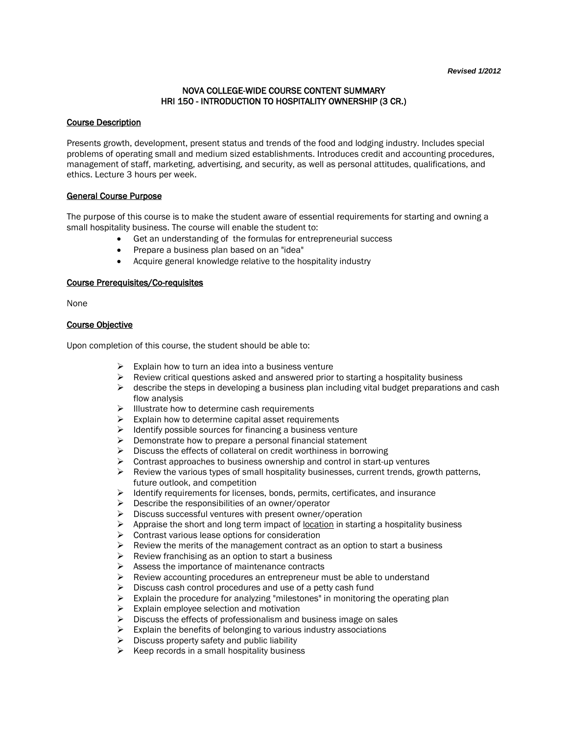***Revised 1/2012***

# NOVA COLLEGE-WIDE COURSE CONTENT SUMMARY
# HRI 150 - INTRODUCTION TO HOSPITALITY OWNERSHIP (3 CR.)

## Course Description

Presents growth, development, present status and trends of the food and lodging industry. Includes special problems of operating small and medium sized establishments. Introduces credit and accounting procedures, management of staff, marketing, advertising, and security, as well as personal attitudes, qualifications, and ethics. Lecture 3 hours per week.

## General Course Purpose

The purpose of this course is to make the student aware of essential requirements for starting and owning a small hospitality business. The course will enable the student to:

- Get an understanding of the formulas for entrepreneurial success
- Prepare a business plan based on an "idea"
- Acquire general knowledge relative to the hospitality industry

## Course Prerequisites/Co-requisites

None

## Course Objective

Upon completion of this course, the student should be able to:

- Explain how to turn an idea into a business venture
- Review critical questions asked and answered prior to starting a hospitality business
- describe the steps in developing a business plan including vital budget preparations and cash flow analysis
- Illustrate how to determine cash requirements
- Explain how to determine capital asset requirements
- Identify possible sources for financing a business venture
- Demonstrate how to prepare a personal financial statement
- Discuss the effects of collateral on credit worthiness in borrowing
- Contrast approaches to business ownership and control in start-up ventures
- Review the various types of small hospitality businesses, current trends, growth patterns, future outlook, and competition
- Identify requirements for licenses, bonds, permits, certificates, and insurance
- Describe the responsibilities of an owner/operator
- Discuss successful ventures with present owner/operation
- Appraise the short and long term impact of location in starting a hospitality business
- Contrast various lease options for consideration
- Review the merits of the management contract as an option to start a business
- Review franchising as an option to start a business
- Assess the importance of maintenance contracts
- Review accounting procedures an entrepreneur must be able to understand
- Discuss cash control procedures and use of a petty cash fund
- Explain the procedure for analyzing "milestones" in monitoring the operating plan
- Explain employee selection and motivation
- Discuss the effects of professionalism and business image on sales
- Explain the benefits of belonging to various industry associations
- Discuss property safety and public liability
- Keep records in a small hospitality business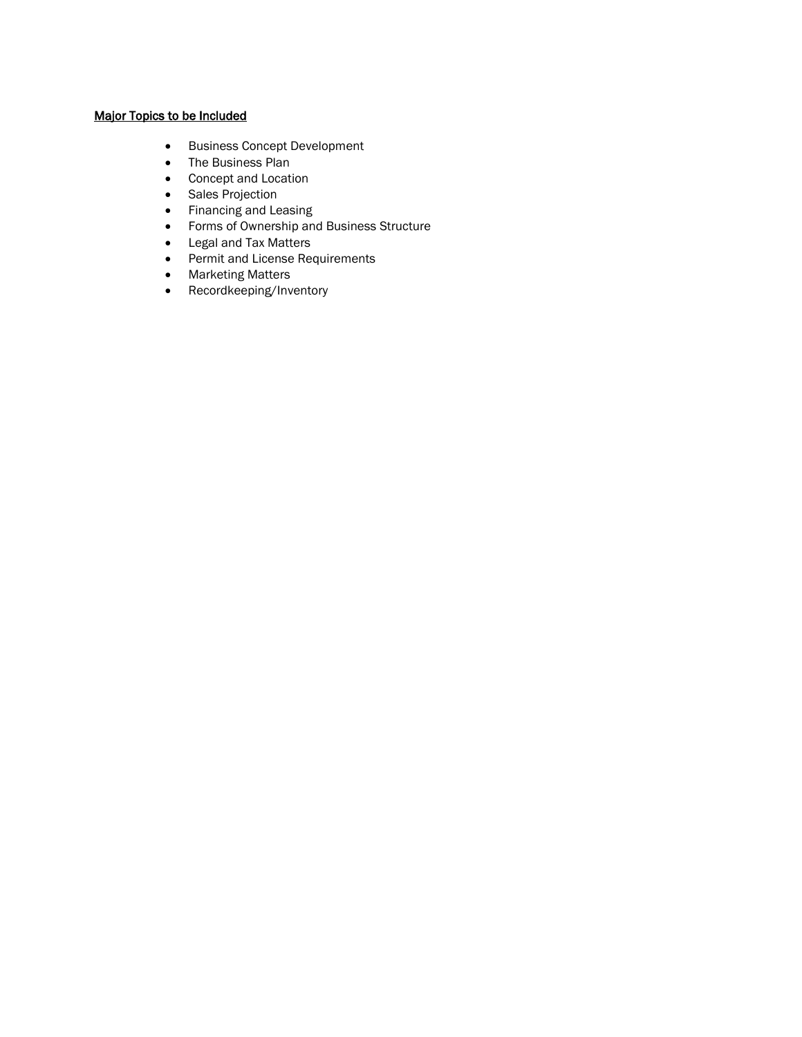**Major Topics to be Included**

- Business Concept Development
- The Business Plan
- Concept and Location
- Sales Projection
- Financing and Leasing
- Forms of Ownership and Business Structure
- Legal and Tax Matters
- Permit and License Requirements
- Marketing Matters
- Recordkeeping/Inventory